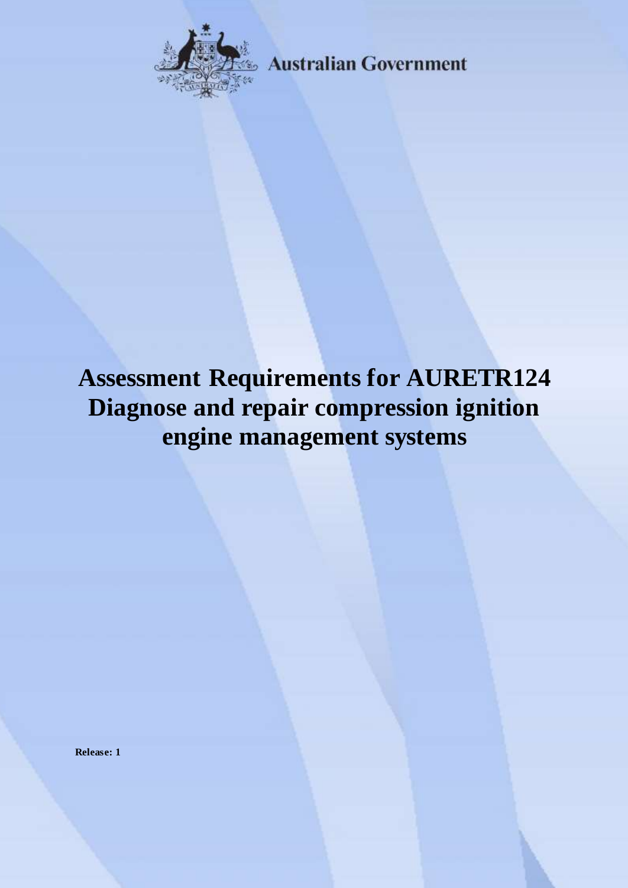Australian Government

# Assessment Requirements for AURETR124 Diagnose and repair compression ignition engine management systems

**Release: 1**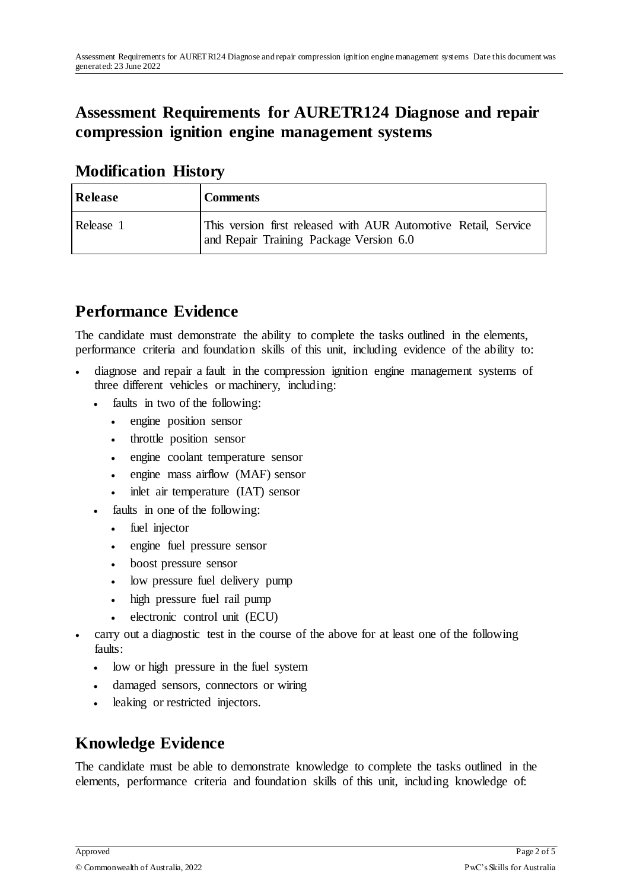# Assessment Requirements for AURETR124 Diagnose and repair compression ignition engine management systems

## Modification History

| Release | Comments |
| --- | --- |
| Release 1 | This version first released with AUR Automotive Retail, Service and Repair Training Package Version 6.0 |

## Performance Evidence

The candidate must demonstrate the ability to complete the tasks outlined in the elements, performance criteria and foundation skills of this unit, including evidence of the ability to:

- diagnose and repair a fault in the compression ignition engine management systems of three different vehicles or machinery, including:
  - faults in two of the following:
    - engine position sensor
    - throttle position sensor
    - engine coolant temperature sensor
    - engine mass airflow (MAF) sensor
    - inlet air temperature (IAT) sensor
  - faults in one of the following:
    - fuel injector
    - engine fuel pressure sensor
    - boost pressure sensor
    - low pressure fuel delivery pump
    - high pressure fuel rail pump
    - electronic control unit (ECU)
- carry out a diagnostic test in the course of the above for at least one of the following faults:
  - low or high pressure in the fuel system
  - damaged sensors, connectors or wiring
  - leaking or restricted injectors.

## Knowledge Evidence

The candidate must be able to demonstrate knowledge to complete the tasks outlined in the elements, performance criteria and foundation skills of this unit, including knowledge of: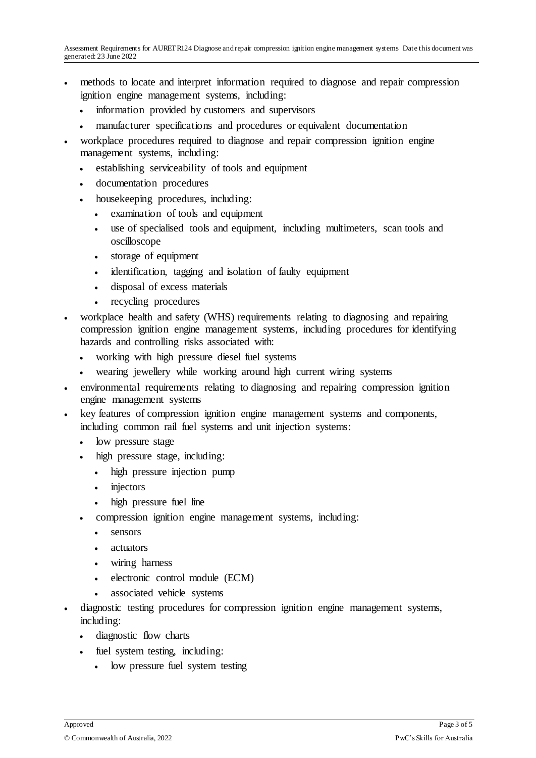- methods to locate and interpret information required to diagnose and repair compression ignition engine management systems, including:
  - information provided by customers and supervisors
  - manufacturer specifications and procedures or equivalent documentation
- workplace procedures required to diagnose and repair compression ignition engine management systems, including:
  - establishing serviceability of tools and equipment
  - documentation procedures
  - housekeeping procedures, including:
    - examination of tools and equipment
    - use of specialised tools and equipment, including multimeters, scan tools and oscilloscope
    - storage of equipment
    - identification, tagging and isolation of faulty equipment
    - disposal of excess materials
    - recycling procedures
- workplace health and safety (WHS) requirements relating to diagnosing and repairing compression ignition engine management systems, including procedures for identifying hazards and controlling risks associated with:
  - working with high pressure diesel fuel systems
  - wearing jewellery while working around high current wiring systems
- environmental requirements relating to diagnosing and repairing compression ignition engine management systems
- key features of compression ignition engine management systems and components, including common rail fuel systems and unit injection systems:
  - low pressure stage
  - high pressure stage, including:
    - high pressure injection pump
    - injectors
    - high pressure fuel line
  - compression ignition engine management systems, including:
    - sensors
    - actuators
    - wiring harness
    - electronic control module (ECM)
    - associated vehicle systems
- diagnostic testing procedures for compression ignition engine management systems, including:
  - diagnostic flow charts
  - fuel system testing, including:
    - low pressure fuel system testing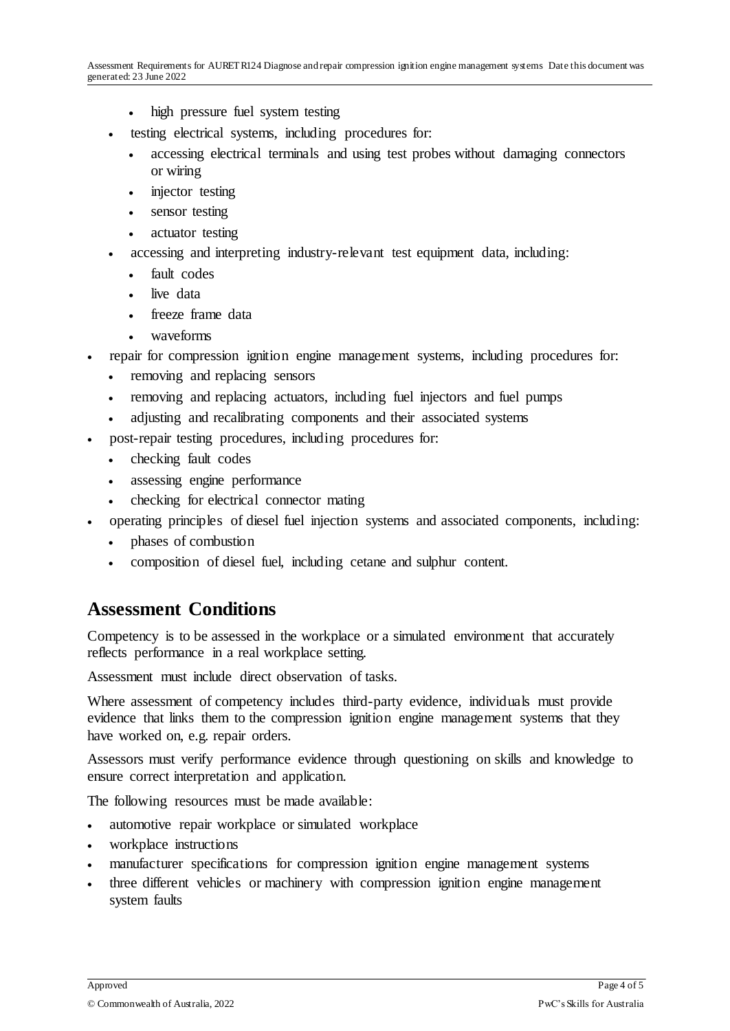- high pressure fuel system testing
  - testing electrical systems, including procedures for:
    - accessing electrical terminals and using test probes without damaging connectors or wiring
    - injector testing
    - sensor testing
    - actuator testing
  - accessing and interpreting industry-relevant test equipment data, including:
    - fault codes
    - live data
    - freeze frame data
    - waveforms
- repair for compression ignition engine management systems, including procedures for:
  - removing and replacing sensors
  - removing and replacing actuators, including fuel injectors and fuel pumps
  - adjusting and recalibrating components and their associated systems
- post-repair testing procedures, including procedures for:
  - checking fault codes
  - assessing engine performance
  - checking for electrical connector mating
- operating principles of diesel fuel injection systems and associated components, including:
  - phases of combustion
  - composition of diesel fuel, including cetane and sulphur content.

## Assessment Conditions

Competency is to be assessed in the workplace or a simulated environment that accurately reflects performance in a real workplace setting.

Assessment must include direct observation of tasks.

Where assessment of competency includes third-party evidence, individuals must provide evidence that links them to the compression ignition engine management systems that they have worked on, e.g. repair orders.

Assessors must verify performance evidence through questioning on skills and knowledge to ensure correct interpretation and application.

The following resources must be made available:

- automotive repair workplace or simulated workplace
- workplace instructions
- manufacturer specifications for compression ignition engine management systems
- three different vehicles or machinery with compression ignition engine management system faults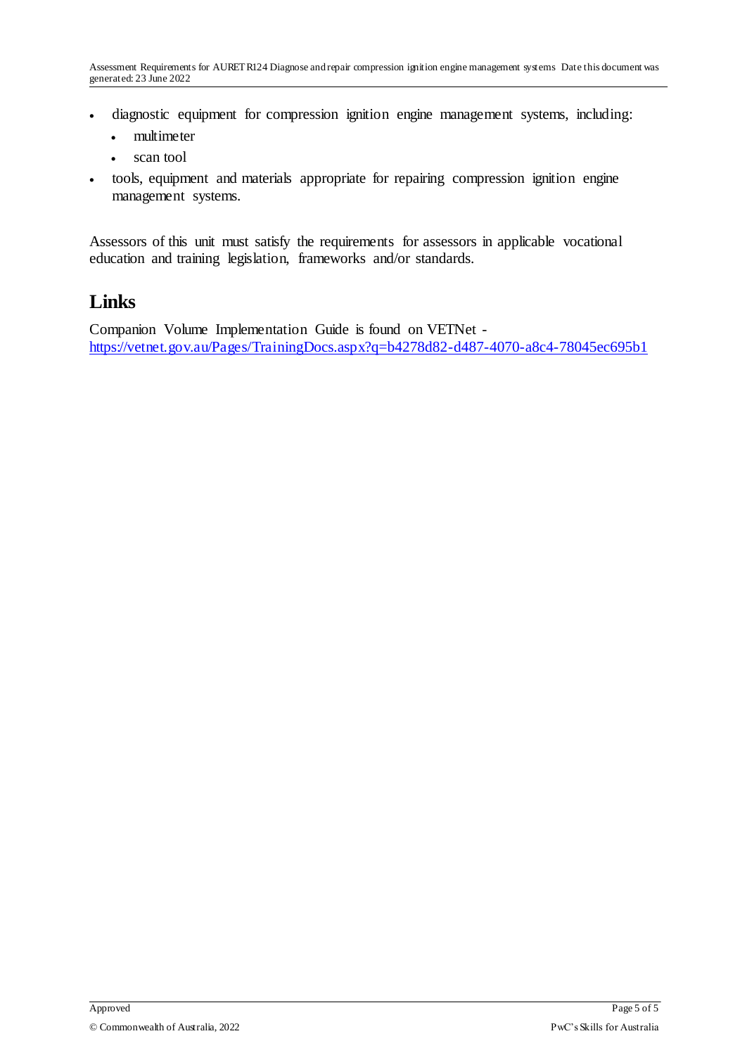- diagnostic equipment for compression ignition engine management systems, including:
  - multimeter
  - scan tool
- tools, equipment and materials appropriate for repairing compression ignition engine management systems.

Assessors of this unit must satisfy the requirements for assessors in applicable vocational education and training legislation, frameworks and/or standards.

## Links

Companion Volume Implementation Guide is found on VETNet - https://vetnet.gov.au/Pages/TrainingDocs.aspx?q=b4278d82-d487-4070-a8c4-78045ec695b1